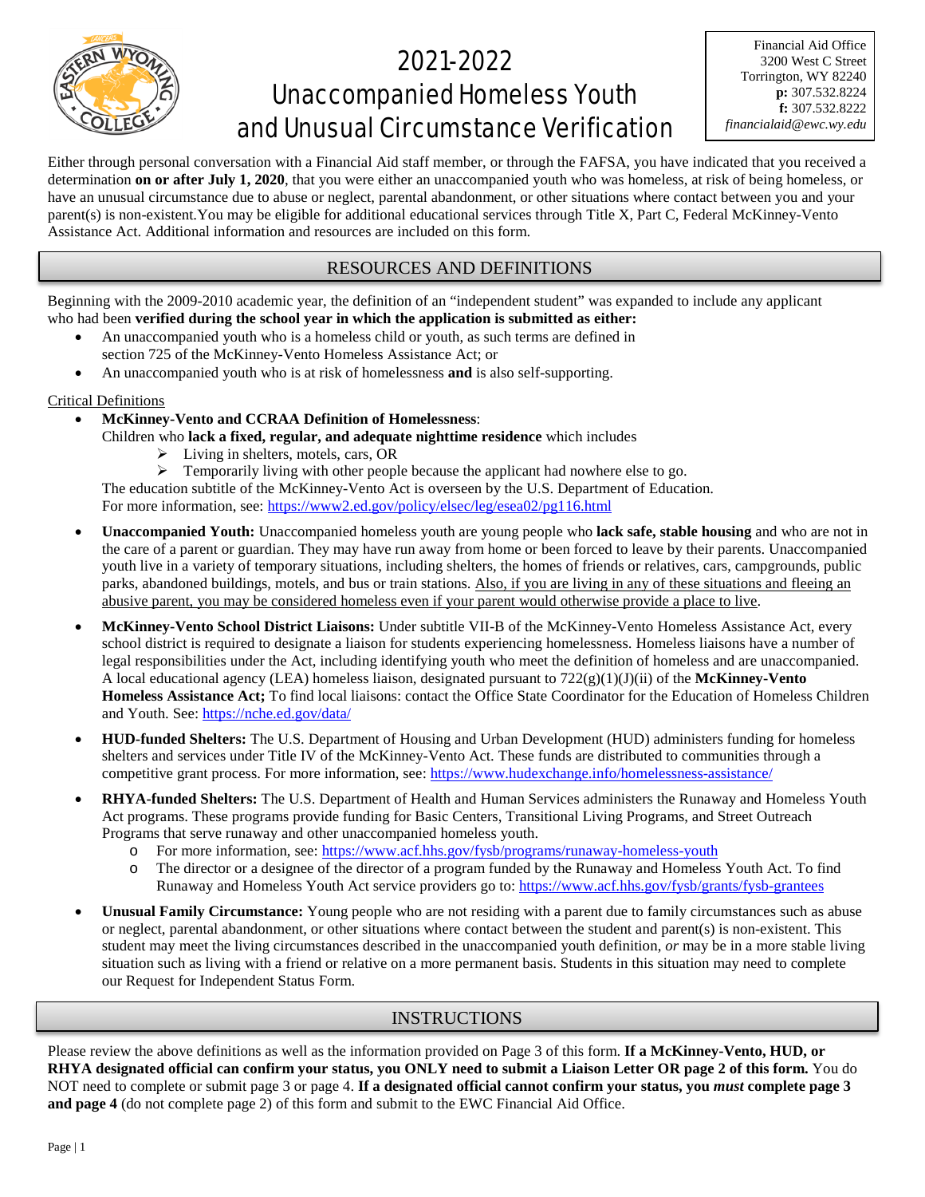# 2021-2022 Unaccompanied Homeless Youth and Unusual Circumstance Verification

Financial Aid Office
3200 West C Street
Torrington, WY 82240
**p:** 307.532.8224
**f:** 307.532.8222
*financialaid@ewc.wy.edu*

Either through personal conversation with a Financial Aid staff member, or through the FAFSA, you have indicated that you received a determination **on or after July 1, 2020**, that you were either an unaccompanied youth who was homeless, at risk of being homeless, or have an unusual circumstance due to abuse or neglect, parental abandonment, or other situations where contact between you and your parent(s) is non-existent.You may be eligible for additional educational services through Title X, Part C, Federal McKinney-Vento Assistance Act. Additional information and resources are included on this form.

## RESOURCES AND DEFINITIONS

Beginning with the 2009-2010 academic year, the definition of an "independent student" was expanded to include any applicant who had been **verified during the school year in which the application is submitted as either:**

- An unaccompanied youth who is a homeless child or youth, as such terms are defined in section 725 of the McKinney-Vento Homeless Assistance Act; or
- An unaccompanied youth who is at risk of homelessness **and** is also self-supporting.

Critical Definitions

- **McKinney-Vento and CCRAA Definition of Homelessness**:
  Children who **lack a fixed, regular, and adequate nighttime residence** which includes
  - Living in shelters, motels, cars, OR
  - Temporarily living with other people because the applicant had nowhere else to go.

  The education subtitle of the McKinney-Vento Act is overseen by the U.S. Department of Education.
  For more information, see: https://www2.ed.gov/policy/elsec/leg/esea02/pg116.html
- **Unaccompanied Youth:** Unaccompanied homeless youth are young people who **lack safe, stable housing** and who are not in the care of a parent or guardian. They may have run away from home or been forced to leave by their parents. Unaccompanied youth live in a variety of temporary situations, including shelters, the homes of friends or relatives, cars, campgrounds, public parks, abandoned buildings, motels, and bus or train stations. Also, if you are living in any of these situations and fleeing an abusive parent, you may be considered homeless even if your parent would otherwise provide a place to live.
- **McKinney-Vento School District Liaisons:** Under subtitle VII-B of the McKinney-Vento Homeless Assistance Act, every school district is required to designate a liaison for students experiencing homelessness. Homeless liaisons have a number of legal responsibilities under the Act, including identifying youth who meet the definition of homeless and are unaccompanied. A local educational agency (LEA) homeless liaison, designated pursuant to 722(g)(1)(J)(ii) of the **McKinney-Vento Homeless Assistance Act;** To find local liaisons: contact the Office State Coordinator for the Education of Homeless Children and Youth. See: https://nche.ed.gov/data/
- **HUD-funded Shelters:** The U.S. Department of Housing and Urban Development (HUD) administers funding for homeless shelters and services under Title IV of the McKinney-Vento Act. These funds are distributed to communities through a competitive grant process. For more information, see: https://www.hudexchange.info/homelessness-assistance/
- **RHYA-funded Shelters:** The U.S. Department of Health and Human Services administers the Runaway and Homeless Youth Act programs. These programs provide funding for Basic Centers, Transitional Living Programs, and Street Outreach Programs that serve runaway and other unaccompanied homeless youth.
  - For more information, see: https://www.acf.hhs.gov/fysb/programs/runaway-homeless-youth
  - The director or a designee of the director of a program funded by the Runaway and Homeless Youth Act. To find Runaway and Homeless Youth Act service providers go to: https://www.acf.hhs.gov/fysb/grants/fysb-grantees
- **Unusual Family Circumstance:** Young people who are not residing with a parent due to family circumstances such as abuse or neglect, parental abandonment, or other situations where contact between the student and parent(s) is non-existent. This student may meet the living circumstances described in the unaccompanied youth definition, *or* may be in a more stable living situation such as living with a friend or relative on a more permanent basis. Students in this situation may need to complete our Request for Independent Status Form.

## INSTRUCTIONS

Please review the above definitions as well as the information provided on Page 3 of this form. **If a McKinney-Vento, HUD, or RHYA designated official can confirm your status, you ONLY need to submit a Liaison Letter OR page 2 of this form.** You do NOT need to complete or submit page 3 or page 4. **If a designated official cannot confirm your status, you *must* complete page 3 and page 4** (do not complete page 2) of this form and submit to the EWC Financial Aid Office.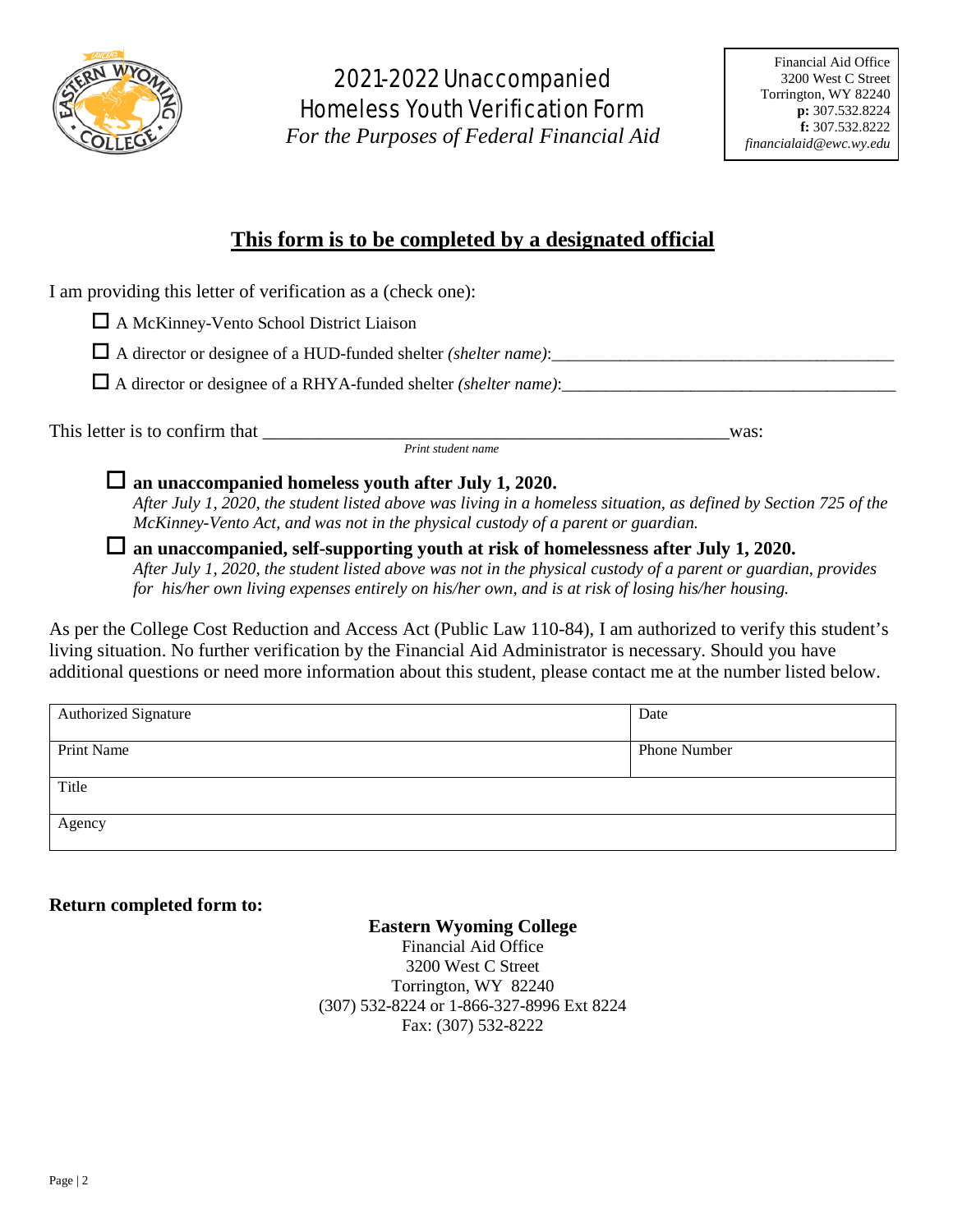# 2021-2022 Unaccompanied Homeless Youth Verification Form

*For the Purposes of Federal Financial Aid*

Financial Aid Office
3200 West C Street
Torrington, WY 82240
**p:** 307.532.8224
**f:** 307.532.8222
*financialaid@ewc.wy.edu*

## This form is to be completed by a designated official

I am providing this letter of verification as a (check one):

- ☐ A McKinney-Vento School District Liaison
- ☐ A director or designee of a HUD-funded shelter *(shelter name)*:\_\_\_\_\_\_\_\_\_\_\_\_\_\_\_\_\_\_\_\_\_\_\_\_\_\_\_\_\_\_\_\_\_\_\_\_\_\_\_\_
- ☐ A director or designee of a RHYA-funded shelter *(shelter name)*:\_\_\_\_\_\_\_\_\_\_\_\_\_\_\_\_\_\_\_\_\_\_\_\_\_\_\_\_\_\_\_\_\_\_\_\_\_\_\_\_

This letter is to confirm that \_\_\_\_\_\_\_\_\_\_\_\_\_\_\_\_\_\_\_\_\_\_\_\_\_\_\_\_\_\_\_\_\_\_\_\_\_\_\_\_\_\_\_\_\_\_\_\_\_\_\_\_ was:
*Print student name*

- ☐ **an unaccompanied homeless youth after July 1, 2020.**
  *After July 1, 2020, the student listed above was living in a homeless situation, as defined by Section 725 of the McKinney-Vento Act, and was not in the physical custody of a parent or guardian.*
- ☐ **an unaccompanied, self-supporting youth at risk of homelessness after July 1, 2020.**
  *After July 1, 2020, the student listed above was not in the physical custody of a parent or guardian, provides for his/her own living expenses entirely on his/her own, and is at risk of losing his/her housing.*

As per the College Cost Reduction and Access Act (Public Law 110-84), I am authorized to verify this student's living situation. No further verification by the Financial Aid Administrator is necessary. Should you have additional questions or need more information about this student, please contact me at the number listed below.

| Authorized Signature | Date |
|---|---|
| Print Name | Phone Number |
| Title | |
| Agency | |

**Return completed form to:**

**Eastern Wyoming College**
Financial Aid Office
3200 West C Street
Torrington, WY 82240
(307) 532-8224 or 1-866-327-8996 Ext 8224
Fax: (307) 532-8222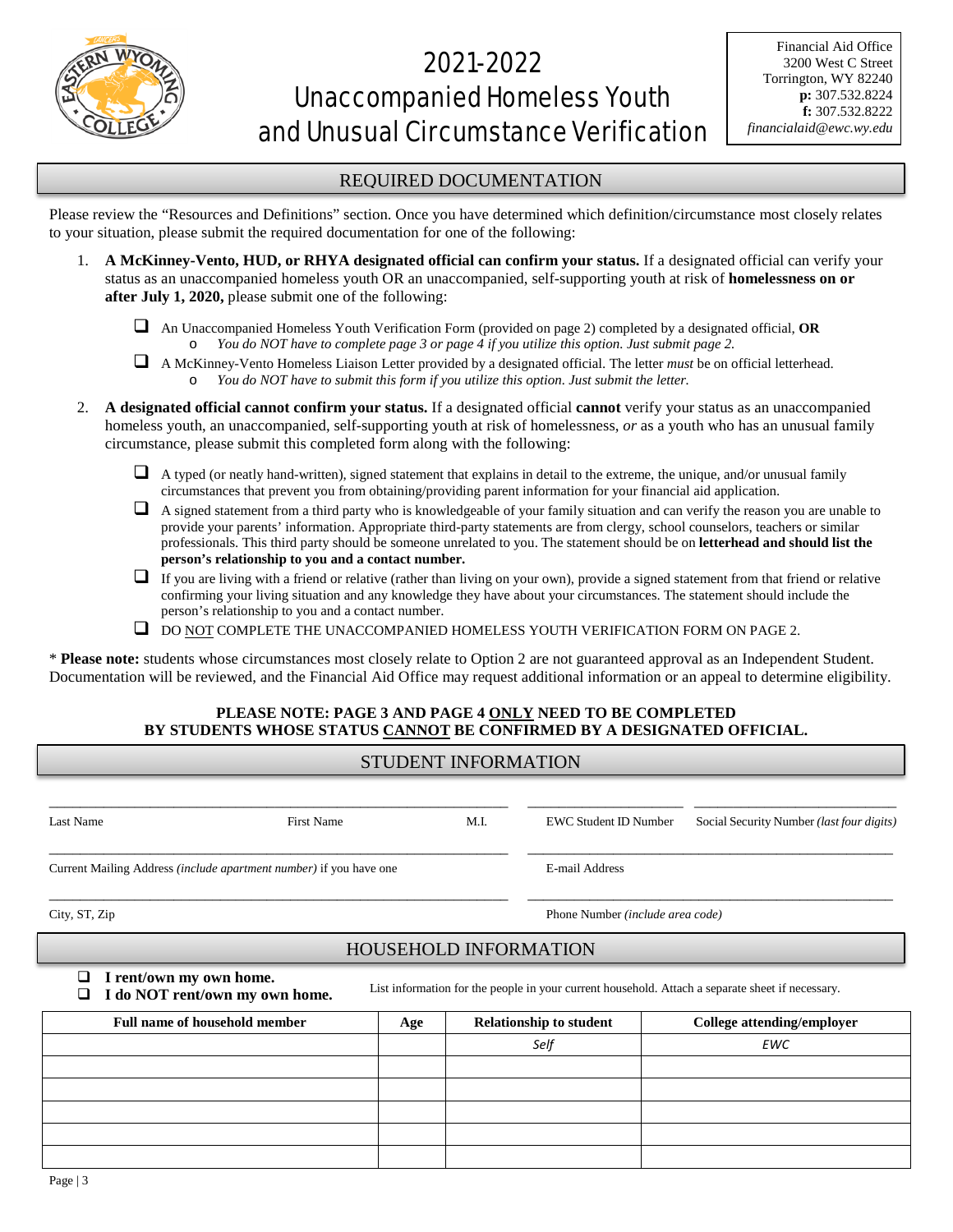# 2021-2022 Unaccompanied Homeless Youth and Unusual Circumstance Verification

Financial Aid Office
3200 West C Street
Torrington, WY 82240
**p:** 307.532.8224
**f:** 307.532.8222
*financialaid@ewc.wy.edu*

## REQUIRED DOCUMENTATION

Please review the "Resources and Definitions" section. Once you have determined which definition/circumstance most closely relates to your situation, please submit the required documentation for one of the following:

1. **A McKinney-Vento, HUD, or RHYA designated official can confirm your status.** If a designated official can verify your status as an unaccompanied homeless youth OR an unaccompanied, self-supporting youth at risk of **homelessness on or after July 1, 2020,** please submit one of the following:

   - ❑ An Unaccompanied Homeless Youth Verification Form (provided on page 2) completed by a designated official, **OR**
     - *You do NOT have to complete page 3 or page 4 if you utilize this option. Just submit page 2.*
   - ❑ A McKinney-Vento Homeless Liaison Letter provided by a designated official. The letter *must* be on official letterhead.
     - *You do NOT have to submit this form if you utilize this option. Just submit the letter.*

2. **A designated official cannot confirm your status.** If a designated official **cannot** verify your status as an unaccompanied homeless youth, an unaccompanied, self-supporting youth at risk of homelessness, *or* as a youth who has an unusual family circumstance, please submit this completed form along with the following:

   - ❑ A typed (or neatly hand-written), signed statement that explains in detail to the extreme, the unique, and/or unusual family circumstances that prevent you from obtaining/providing parent information for your financial aid application.
   - ❑ A signed statement from a third party who is knowledgeable of your family situation and can verify the reason you are unable to provide your parents' information. Appropriate third-party statements are from clergy, school counselors, teachers or similar professionals. This third party should be someone unrelated to you. The statement should be on **letterhead and should list the person's relationship to you and a contact number.**
   - ❑ If you are living with a friend or relative (rather than living on your own), provide a signed statement from that friend or relative confirming your living situation and any knowledge they have about your circumstances. The statement should include the person's relationship to you and a contact number.
   - ❑ DO NOT COMPLETE THE UNACCOMPANIED HOMELESS YOUTH VERIFICATION FORM ON PAGE 2.

\* **Please note:** students whose circumstances most closely relate to Option 2 are not guaranteed approval as an Independent Student. Documentation will be reviewed, and the Financial Aid Office may request additional information or an appeal to determine eligibility.

**PLEASE NOTE: PAGE 3 AND PAGE 4 ONLY NEED TO BE COMPLETED BY STUDENTS WHOSE STATUS CANNOT BE CONFIRMED BY A DESIGNATED OFFICIAL.**

## STUDENT INFORMATION

Last Name ____________ First Name ____________ M.I. ____ EWC Student ID Number ____________ Social Security Number *(last four digits)* ____________

Current Mailing Address *(include apartment number)* if you have one ____________ E-mail Address ____________

City, ST, Zip ____________ Phone Number *(include area code)* ____________

## HOUSEHOLD INFORMATION

- ❑ **I rent/own my own home.**
- ❑ **I do NOT rent/own my own home.**

List information for the people in your current household. Attach a separate sheet if necessary.

| Full name of household member | Age | Relationship to student | College attending/employer |
|---|---|---|---|
| | | *Self* | *EWC* |
| | | | |
| | | | |
| | | | |
| | | | |
| | | | |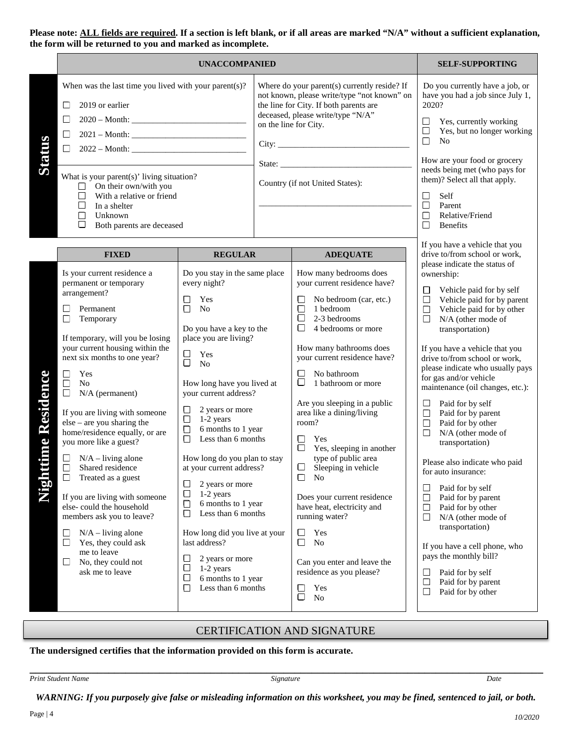**Please note: ALL fields are required. If a section is left blank, or if all areas are marked "N/A" without a sufficient explanation, the form will be returned to you and marked as incomplete.**

## Status

### UNACCOMPANIED

When was the last time you lived with your parent(s)?

- ☐ 2019 or earlier
- ☐ 2020 – Month: ___________________________
- ☐ 2021 – Month: ___________________________
- ☐ 2022 – Month: ___________________________

What is your parent(s)' living situation?

- ☐ On their own/with you
- ☐ With a relative or friend
- ☐ In a shelter
- ☐ Unknown
- ☐ Both parents are deceased

Where do your parent(s) currently reside? If not known, please write/type "not known" on the line for City. If both parents are deceased, please write/type "N/A" on the line for City.

City: _______________________________

State: _______________________________

Country (if not United States):

___________________________________

### SELF-SUPPORTING

Do you currently have a job, or have you had a job since July 1, 2020?

- ☐ Yes, currently working
- ☐ Yes, but no longer working
- ☐ No

How are your food or grocery needs being met (who pays for them)? Select all that apply.

- ☐ Self
- ☐ Parent
- ☐ Relative/Friend
- ☐ Benefits

If you have a vehicle that you drive to/from school or work, please indicate the status of ownership:

- ☐ Vehicle paid for by self
- ☐ Vehicle paid for by parent
- ☐ Vehicle paid for by other
- ☐ N/A (other mode of transportation)

If you have a vehicle that you drive to/from school or work, please indicate who usually pays for gas and/or vehicle maintenance (oil changes, etc.):

- ☐ Paid for by self
- ☐ Paid for by parent
- ☐ Paid for by other
- ☐ N/A (other mode of transportation)

Please also indicate who paid for auto insurance:

- ☐ Paid for by self
- ☐ Paid for by parent
- ☐ Paid for by other
- ☐ N/A (other mode of transportation)

If you have a cell phone, who pays the monthly bill?

- ☐ Paid for by self
- ☐ Paid for by parent
- ☐ Paid for by other

## Nighttime Residence

### FIXED

Is your current residence a permanent or temporary arrangement?

- ☐ Permanent
- ☐ Temporary

If temporary, will you be losing your current housing within the next six months to one year?

- ☐ Yes
- ☐ No
- ☐ N/A (permanent)

If you are living with someone else – are you sharing the home/residence equally, or are you more like a guest?

- ☐ N/A – living alone
- ☐ Shared residence
- ☐ Treated as a guest

If you are living with someone else- could the household members ask you to leave?

- ☐ N/A – living alone
- ☐ Yes, they could ask me to leave
- ☐ No, they could not ask me to leave

### REGULAR

Do you stay in the same place every night?

- ☐ Yes
- ☐ No

Do you have a key to the place you are living?

- ☐ Yes
- ☐ No

How long have you lived at your current address?

- ☐ 2 years or more
- ☐ 1-2 years
- ☐ 6 months to 1 year
- ☐ Less than 6 months

How long do you plan to stay at your current address?

- ☐ 2 years or more
- ☐ 1-2 years
- ☐ 6 months to 1 year
- ☐ Less than 6 months

How long did you live at your last address?

- ☐ 2 years or more
- ☐ 1-2 years
- ☐ 6 months to 1 year
- ☐ Less than 6 months

### ADEQUATE

How many bedrooms does your current residence have?

- ☐ No bedroom (car, etc.)
- ☐ 1 bedroom
- ☐ 2-3 bedrooms
- ☐ 4 bedrooms or more

How many bathrooms does your current residence have?

- ☐ No bathroom
- ☐ 1 bathroom or more

Are you sleeping in a public area like a dining/living room?

- ☐ Yes
- ☐ Yes, sleeping in another type of public area
- ☐ Sleeping in vehicle
- ☐ No

Does your current residence have heat, electricity and running water?

- ☐ Yes
- ☐ No

Can you enter and leave the residence as you please?

- ☐ Yes
- ☐ No

## CERTIFICATION AND SIGNATURE

**The undersigned certifies that the information provided on this form is accurate.**

_____________________________________________________________________________________

*Print Student Name* *Signature* *Date*

***WARNING: If you purposely give false or misleading information on this worksheet, you may be fined, sentenced to jail, or both.***

*10/2020*